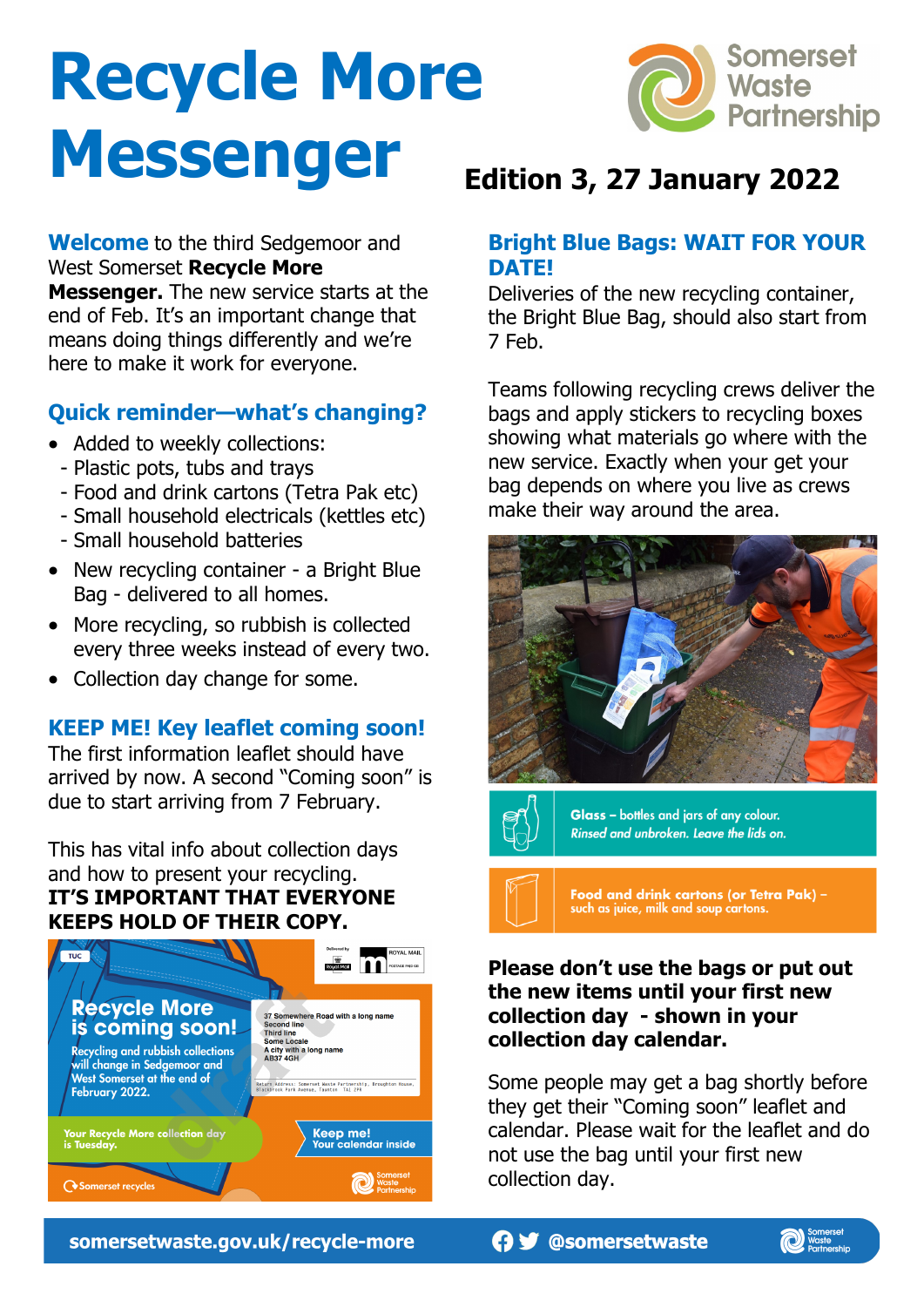# Recycle More Messenger

**Edition 3, 27 January 2022**

**Welcome** to the third Sedgemoor and West Somerset **Recycle More Messenger.** The new service starts at the end of Feb. It's an important change that means doing things differently and we're here to make it work for everyone.

## Quick reminder—what's changing?

- Added to weekly collections:
  - Plastic pots, tubs and trays
  - Food and drink cartons (Tetra Pak etc)
  - Small household electricals (kettles etc)
  - Small household batteries
- New recycling container - a Bright Blue Bag - delivered to all homes.
- More recycling, so rubbish is collected every three weeks instead of every two.
- Collection day change for some.

## KEEP ME! Key leaflet coming soon!

The first information leaflet should have arrived by now. A second "Coming soon" is due to start arriving from 7 February.

This has vital info about collection days and how to present your recycling.
**IT'S IMPORTANT THAT EVERYONE KEEPS HOLD OF THEIR COPY.**

## Bright Blue Bags: WAIT FOR YOUR DATE!

Deliveries of the new recycling container, the Bright Blue Bag, should also start from 7 Feb.

Teams following recycling crews deliver the bags and apply stickers to recycling boxes showing what materials go where with the new service. Exactly when your get your bag depends on where you live as crews make their way around the area.

**Please don't use the bags or put out the new items until your first new collection day - shown in your collection day calendar.**

Some people may get a bag shortly before they get their "Coming soon" leaflet and calendar. Please wait for the leaflet and do not use the bag until your first new collection day.

somersetwaste.gov.uk/recycle-more @somersetwaste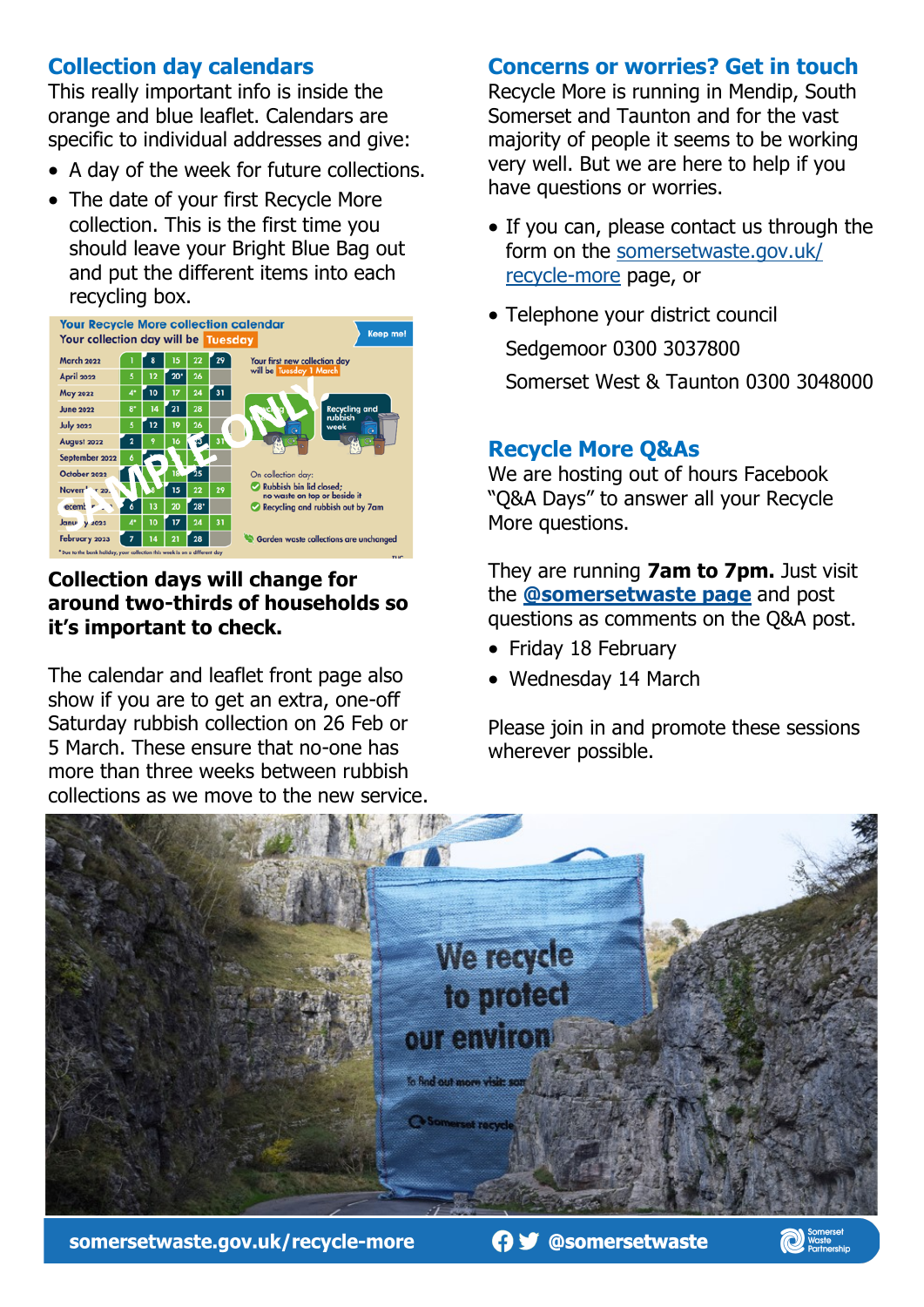## Collection day calendars

This really important info is inside the orange and blue leaflet. Calendars are specific to individual addresses and give:

- A day of the week for future collections.
- The date of your first Recycle More collection. This is the first time you should leave your Bright Blue Bag out and put the different items into each recycling box.

**Collection days will change for around two-thirds of households so it's important to check.**

The calendar and leaflet front page also show if you are to get an extra, one-off Saturday rubbish collection on 26 Feb or 5 March. These ensure that no-one has more than three weeks between rubbish collections as we move to the new service.

## Concerns or worries? Get in touch

Recycle More is running in Mendip, South Somerset and Taunton and for the vast majority of people it seems to be working very well. But we are here to help if you have questions or worries.

- If you can, please contact us through the form on the somersetwaste.gov.uk/recycle-more page, or
- Telephone your district council

  Sedgemoor 0300 3037800

  Somerset West & Taunton 0300 3048000

## Recycle More Q&As

We are hosting out of hours Facebook "Q&A Days" to answer all your Recycle More questions.

They are running **7am to 7pm.** Just visit the **@somersetwaste page** and post questions as comments on the Q&A post.

- Friday 18 February
- Wednesday 14 March

Please join in and promote these sessions wherever possible.

somersetwaste.gov.uk/recycle-more @somersetwaste